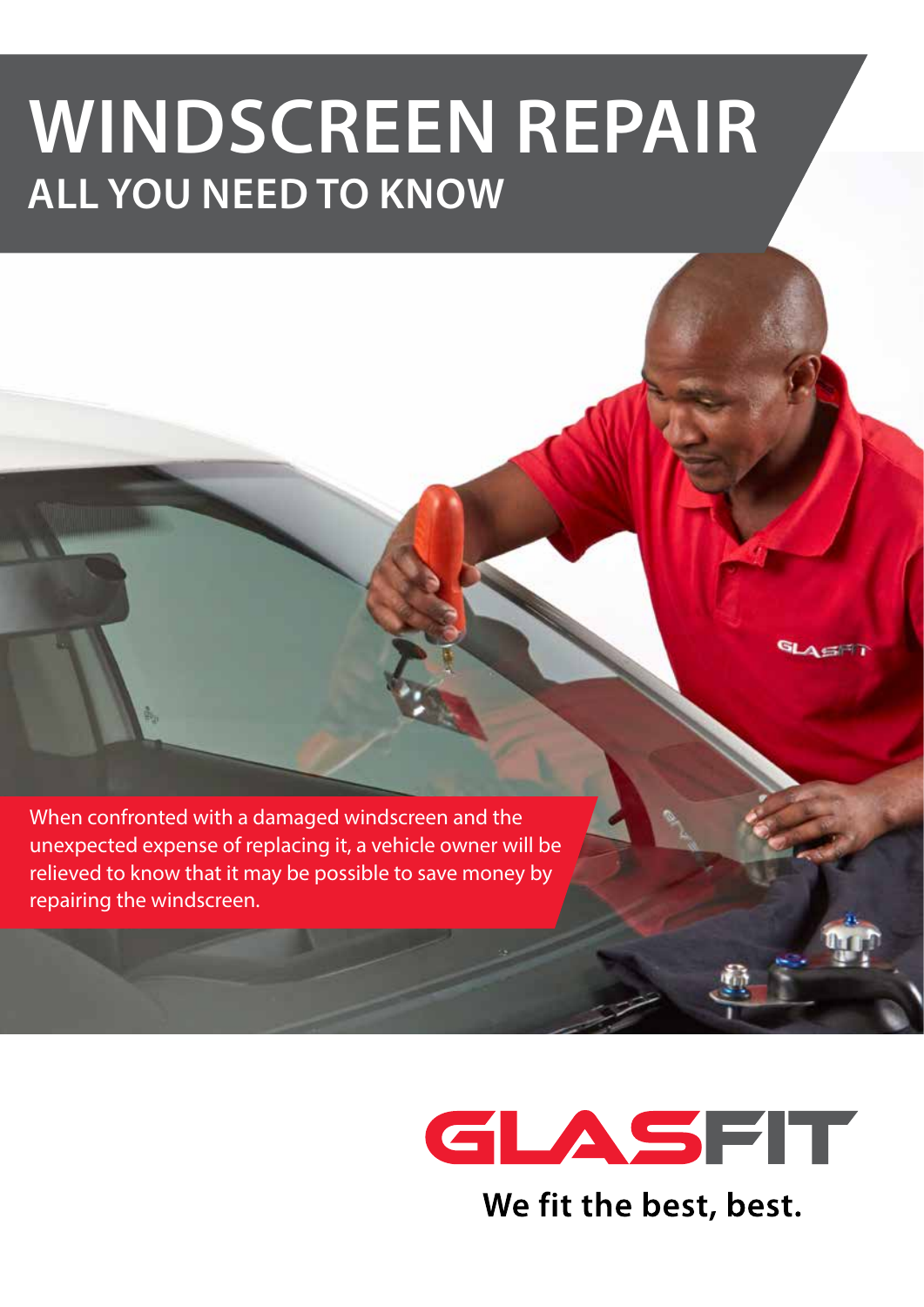# WINDSCREEN REPAIR
## ALL YOU NEED TO KNOW

When confronted with a damaged windscreen and the unexpected expense of replacing it, a vehicle owner will be relieved to know that it may be possible to save money by repairing the windscreen.

GLASFIT

We fit the best, best.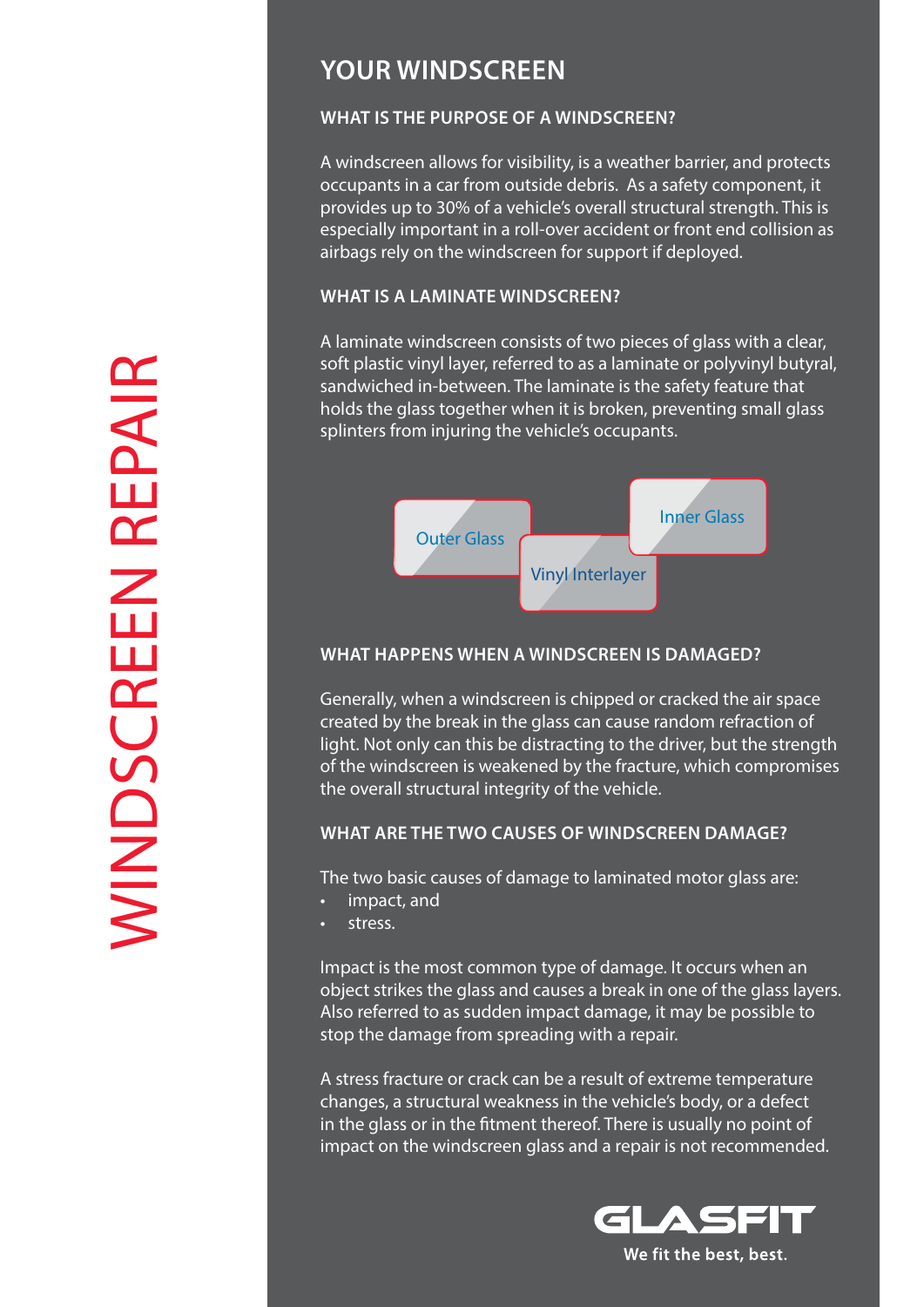# WINDSCREEN REPAIR

## YOUR WINDSCREEN

### WHAT IS THE PURPOSE OF A WINDSCREEN?

A windscreen allows for visibility, is a weather barrier, and protects occupants in a car from outside debris. As a safety component, it provides up to 30% of a vehicle's overall structural strength. This is especially important in a roll-over accident or front end collision as airbags rely on the windscreen for support if deployed.

### WHAT IS A LAMINATE WINDSCREEN?

A laminate windscreen consists of two pieces of glass with a clear, soft plastic vinyl layer, referred to as a laminate or polyvinyl butyral, sandwiched in-between. The laminate is the safety feature that holds the glass together when it is broken, preventing small glass splinters from injuring the vehicle's occupants.

Outer Glass

Vinyl Interlayer

Inner Glass

### WHAT HAPPENS WHEN A WINDSCREEN IS DAMAGED?

Generally, when a windscreen is chipped or cracked the air space created by the break in the glass can cause random refraction of light. Not only can this be distracting to the driver, but the strength of the windscreen is weakened by the fracture, which compromises the overall structural integrity of the vehicle.

### WHAT ARE THE TWO CAUSES OF WINDSCREEN DAMAGE?

The two basic causes of damage to laminated motor glass are:

- impact, and
- stress.

Impact is the most common type of damage. It occurs when an object strikes the glass and causes a break in one of the glass layers. Also referred to as sudden impact damage, it may be possible to stop the damage from spreading with a repair.

A stress fracture or crack can be a result of extreme temperature changes, a structural weakness in the vehicle's body, or a defect in the glass or in the fitment thereof. There is usually no point of impact on the windscreen glass and a repair is not recommended.

GLASFIT

We fit the best, best.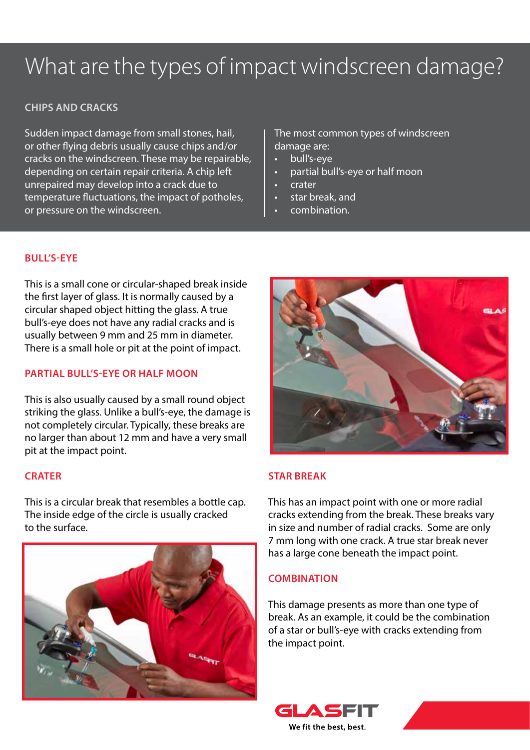# What are the types of impact windscreen damage?

## CHIPS AND CRACKS

Sudden impact damage from small stones, hail, or other flying debris usually cause chips and/or cracks on the windscreen. These may be repairable, depending on certain repair criteria. A chip left unrepaired may develop into a crack due to temperature fluctuations, the impact of potholes, or pressure on the windscreen.

The most common types of windscreen damage are:

- bull's-eye
- partial bull's-eye or half moon
- crater
- star break, and
- combination.

### BULL'S-EYE

This is a small cone or circular-shaped break inside the first layer of glass. It is normally caused by a circular shaped object hitting the glass. A true bull's-eye does not have any radial cracks and is usually between 9 mm and 25 mm in diameter. There is a small hole or pit at the point of impact.

### PARTIAL BULL'S-EYE OR HALF MOON

This is also usually caused by a small round object striking the glass. Unlike a bull's-eye, the damage is not completely circular. Typically, these breaks are no larger than about 12 mm and have a very small pit at the impact point.

### CRATER

This is a circular break that resembles a bottle cap. The inside edge of the circle is usually cracked to the surface.

### STAR BREAK

This has an impact point with one or more radial cracks extending from the break. These breaks vary in size and number of radial cracks. Some are only 7 mm long with one crack. A true star break never has a large cone beneath the impact point.

### COMBINATION

This damage presents as more than one type of break. As an example, it could be the combination of a star or bull's-eye with cracks extending from the impact point.

GLASFIT

We fit the best, best.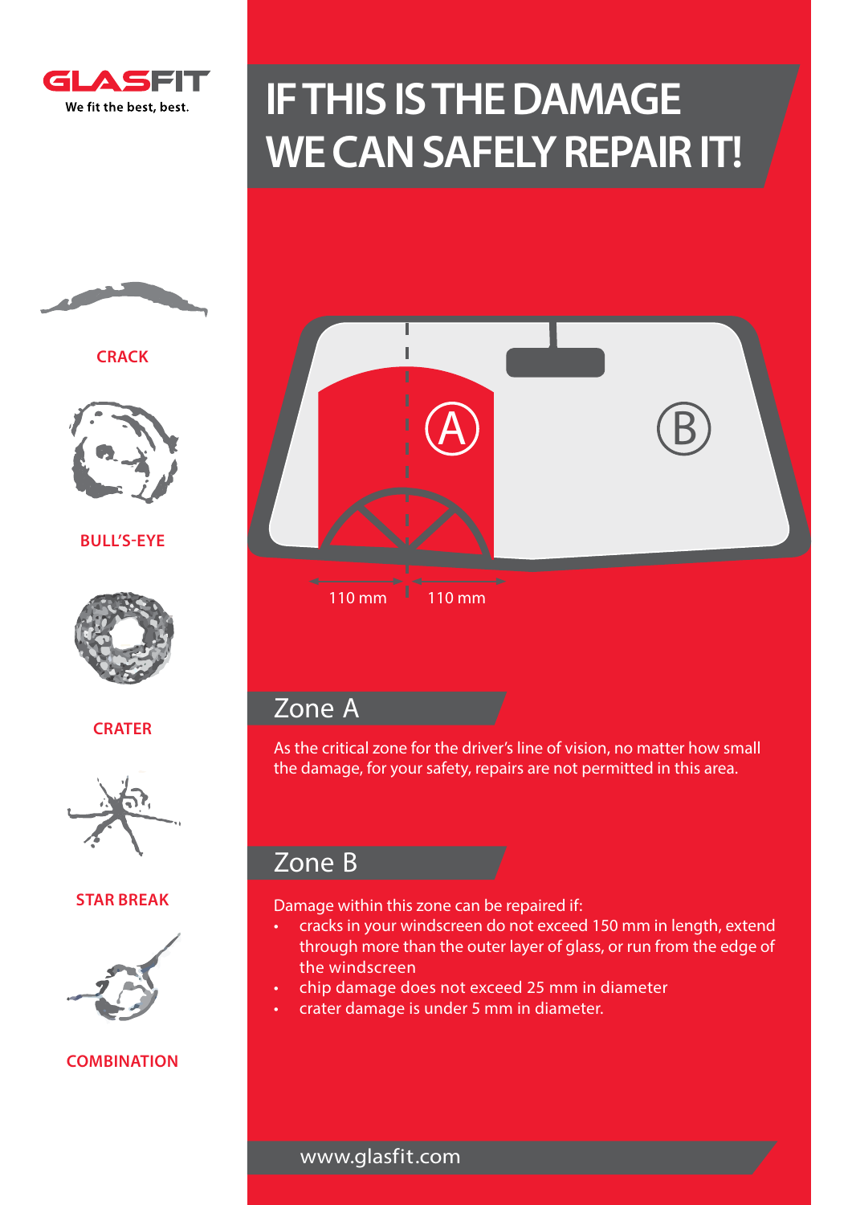GLASFIT

We fit the best, best.

# IF THIS IS THE DAMAGE WE CAN SAFELY REPAIR IT!

CRACK

BULL'S-EYE

CRATER

STAR BREAK

COMBINATION

A

B

110 mm 110 mm

## Zone A

As the critical zone for the driver's line of vision, no matter how small the damage, for your safety, repairs are not permitted in this area.

## Zone B

Damage within this zone can be repaired if:

- cracks in your windscreen do not exceed 150 mm in length, extend through more than the outer layer of glass, or run from the edge of the windscreen
- chip damage does not exceed 25 mm in diameter
- crater damage is under 5 mm in diameter.

www.glasfit.com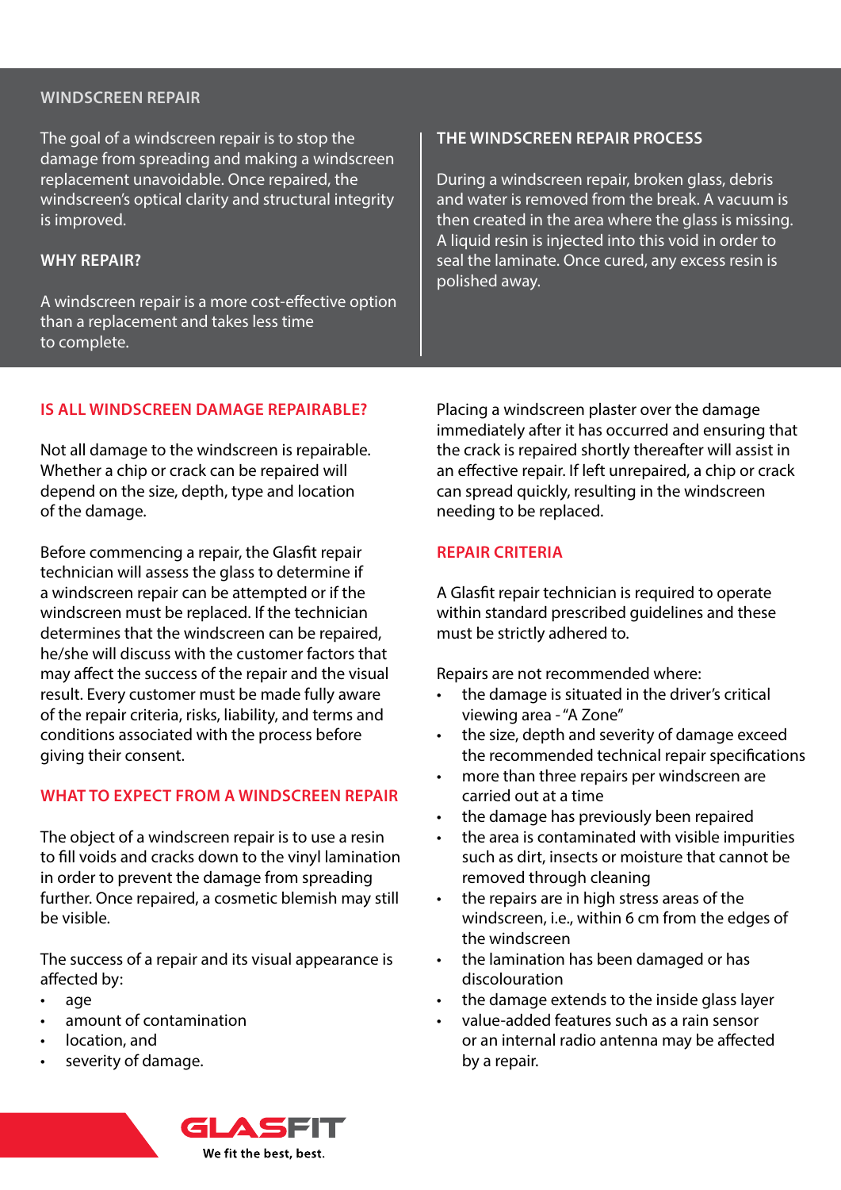## WINDSCREEN REPAIR

The goal of a windscreen repair is to stop the damage from spreading and making a windscreen replacement unavoidable. Once repaired, the windscreen's optical clarity and structural integrity is improved.

### WHY REPAIR?

A windscreen repair is a more cost-effective option than a replacement and takes less time to complete.

### THE WINDSCREEN REPAIR PROCESS

During a windscreen repair, broken glass, debris and water is removed from the break. A vacuum is then created in the area where the glass is missing. A liquid resin is injected into this void in order to seal the laminate. Once cured, any excess resin is polished away.

### IS ALL WINDSCREEN DAMAGE REPAIRABLE?

Not all damage to the windscreen is repairable. Whether a chip or crack can be repaired will depend on the size, depth, type and location of the damage.

Before commencing a repair, the Glasfit repair technician will assess the glass to determine if a windscreen repair can be attempted or if the windscreen must be replaced. If the technician determines that the windscreen can be repaired, he/she will discuss with the customer factors that may affect the success of the repair and the visual result. Every customer must be made fully aware of the repair criteria, risks, liability, and terms and conditions associated with the process before giving their consent.

### WHAT TO EXPECT FROM A WINDSCREEN REPAIR

The object of a windscreen repair is to use a resin to fill voids and cracks down to the vinyl lamination in order to prevent the damage from spreading further. Once repaired, a cosmetic blemish may still be visible.

The success of a repair and its visual appearance is affected by:

- age
- amount of contamination
- location, and
- severity of damage.

Placing a windscreen plaster over the damage immediately after it has occurred and ensuring that the crack is repaired shortly thereafter will assist in an effective repair. If left unrepaired, a chip or crack can spread quickly, resulting in the windscreen needing to be replaced.

### REPAIR CRITERIA

A Glasfit repair technician is required to operate within standard prescribed guidelines and these must be strictly adhered to.

Repairs are not recommended where:

- the damage is situated in the driver's critical viewing area - "A Zone"
- the size, depth and severity of damage exceed the recommended technical repair specifications
- more than three repairs per windscreen are carried out at a time
- the damage has previously been repaired
- the area is contaminated with visible impurities such as dirt, insects or moisture that cannot be removed through cleaning
- the repairs are in high stress areas of the windscreen, i.e., within 6 cm from the edges of the windscreen
- the lamination has been damaged or has discolouration
- the damage extends to the inside glass layer
- value-added features such as a rain sensor or an internal radio antenna may be affected by a repair.

GLASFIT

We fit the best, best.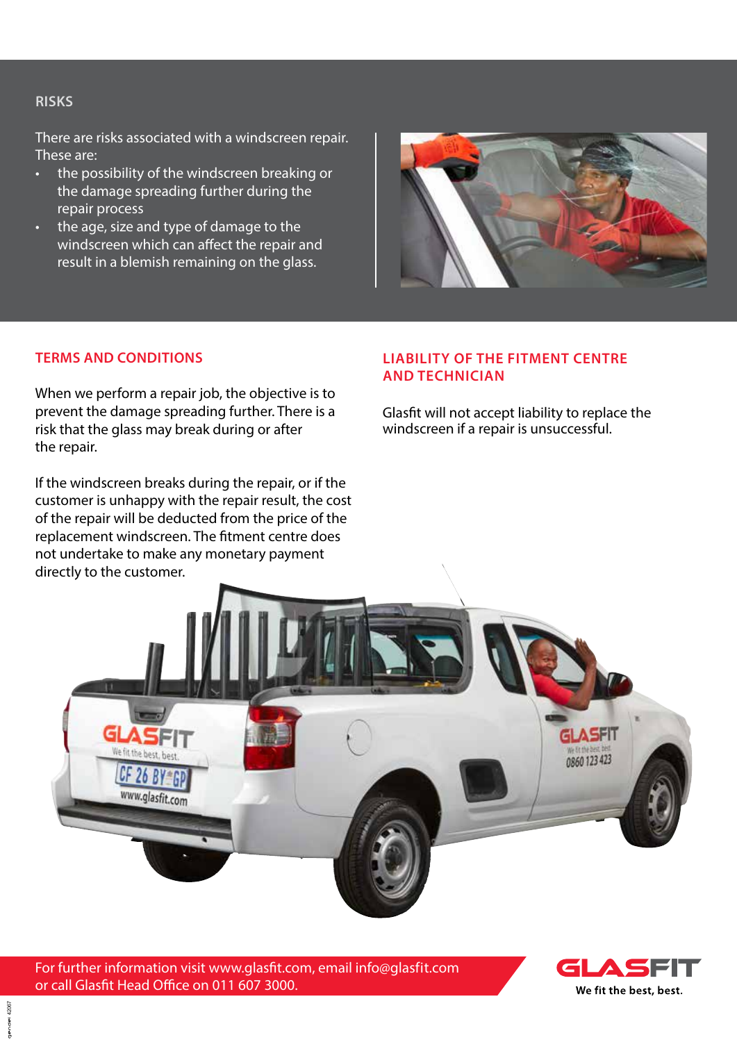## RISKS

There are risks associated with a windscreen repair. These are:

- the possibility of the windscreen breaking or the damage spreading further during the repair process
- the age, size and type of damage to the windscreen which can affect the repair and result in a blemish remaining on the glass.

## TERMS AND CONDITIONS

When we perform a repair job, the objective is to prevent the damage spreading further. There is a risk that the glass may break during or after the repair.

If the windscreen breaks during the repair, or if the customer is unhappy with the repair result, the cost of the repair will be deducted from the price of the replacement windscreen. The fitment centre does not undertake to make any monetary payment directly to the customer.

## LIABILITY OF THE FITMENT CENTRE AND TECHNICIAN

Glasfit will not accept liability to replace the windscreen if a repair is unsuccessful.

For further information visit www.glasfit.com, email info@glasfit.com or call Glasfit Head Office on 011 607 3000.

GLASFIT
We fit the best, best.